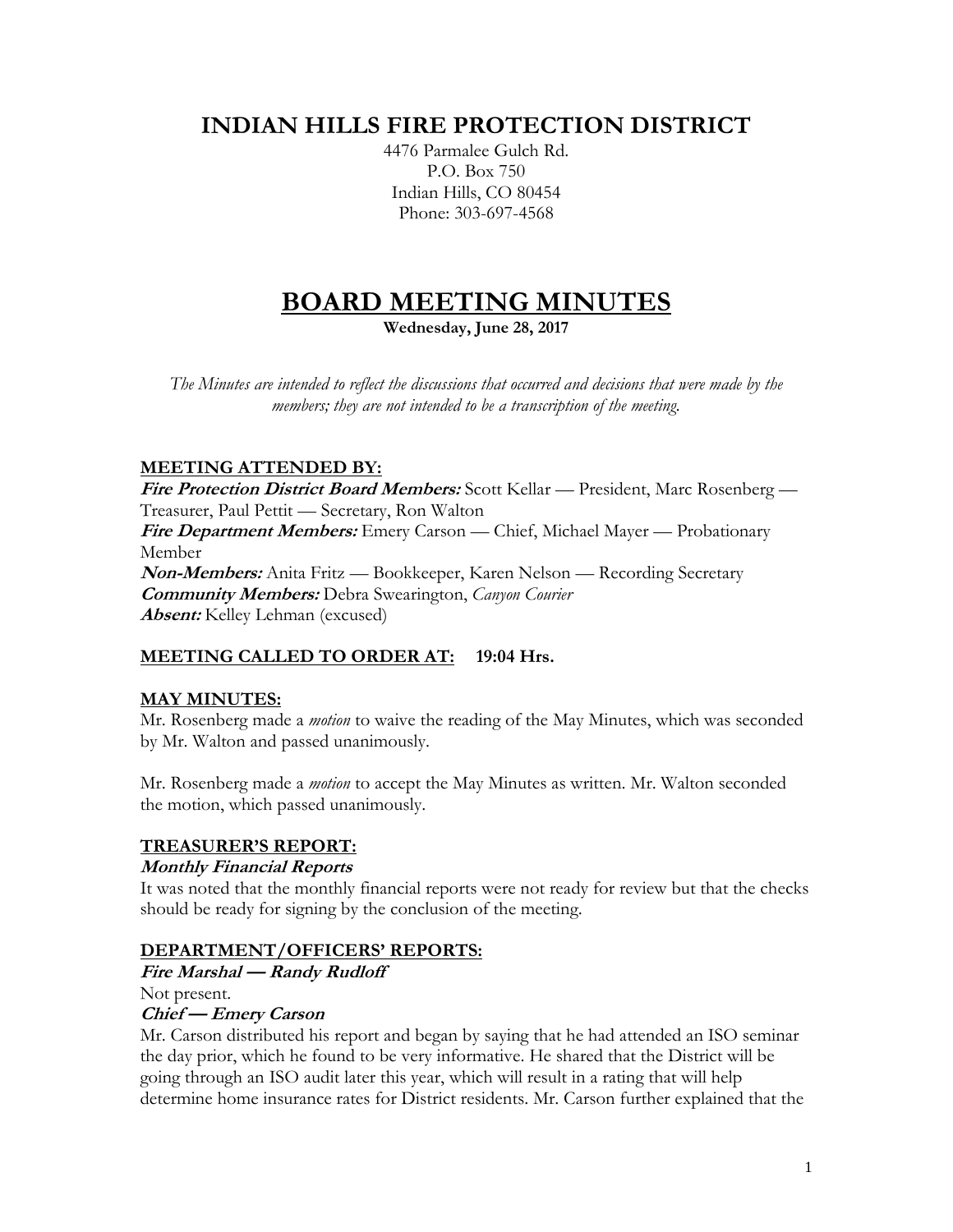# INDIAN HILLS FIRE PROTECTION DISTRICT

4476 Parmalee Gulch Rd.
P.O. Box 750
Indian Hills, CO 80454
Phone: 303-697-4568

# BOARD MEETING MINUTES

**Wednesday, June 28, 2017**

*The Minutes are intended to reflect the discussions that occurred and decisions that were made by the members; they are not intended to be a transcription of the meeting.*

## MEETING ATTENDED BY:

***Fire Protection District Board Members:*** Scott Kellar — President, Marc Rosenberg — Treasurer, Paul Pettit — Secretary, Ron Walton
***Fire Department Members:*** Emery Carson — Chief, Michael Mayer — Probationary Member
***Non-Members:*** Anita Fritz — Bookkeeper, Karen Nelson — Recording Secretary
***Community Members:*** Debra Swearington, *Canyon Courier*
***Absent:*** Kelley Lehman (excused)

## MEETING CALLED TO ORDER AT: 19:04 Hrs.

## MAY MINUTES:

Mr. Rosenberg made a *motion* to waive the reading of the May Minutes, which was seconded by Mr. Walton and passed unanimously.

Mr. Rosenberg made a *motion* to accept the May Minutes as written. Mr. Walton seconded the motion, which passed unanimously.

## TREASURER'S REPORT:

### *Monthly Financial Reports*

It was noted that the monthly financial reports were not ready for review but that the checks should be ready for signing by the conclusion of the meeting.

## DEPARTMENT/OFFICERS' REPORTS:

### *Fire Marshal — Randy Rudloff*

Not present.

### *Chief — Emery Carson*

Mr. Carson distributed his report and began by saying that he had attended an ISO seminar the day prior, which he found to be very informative. He shared that the District will be going through an ISO audit later this year, which will result in a rating that will help determine home insurance rates for District residents. Mr. Carson further explained that the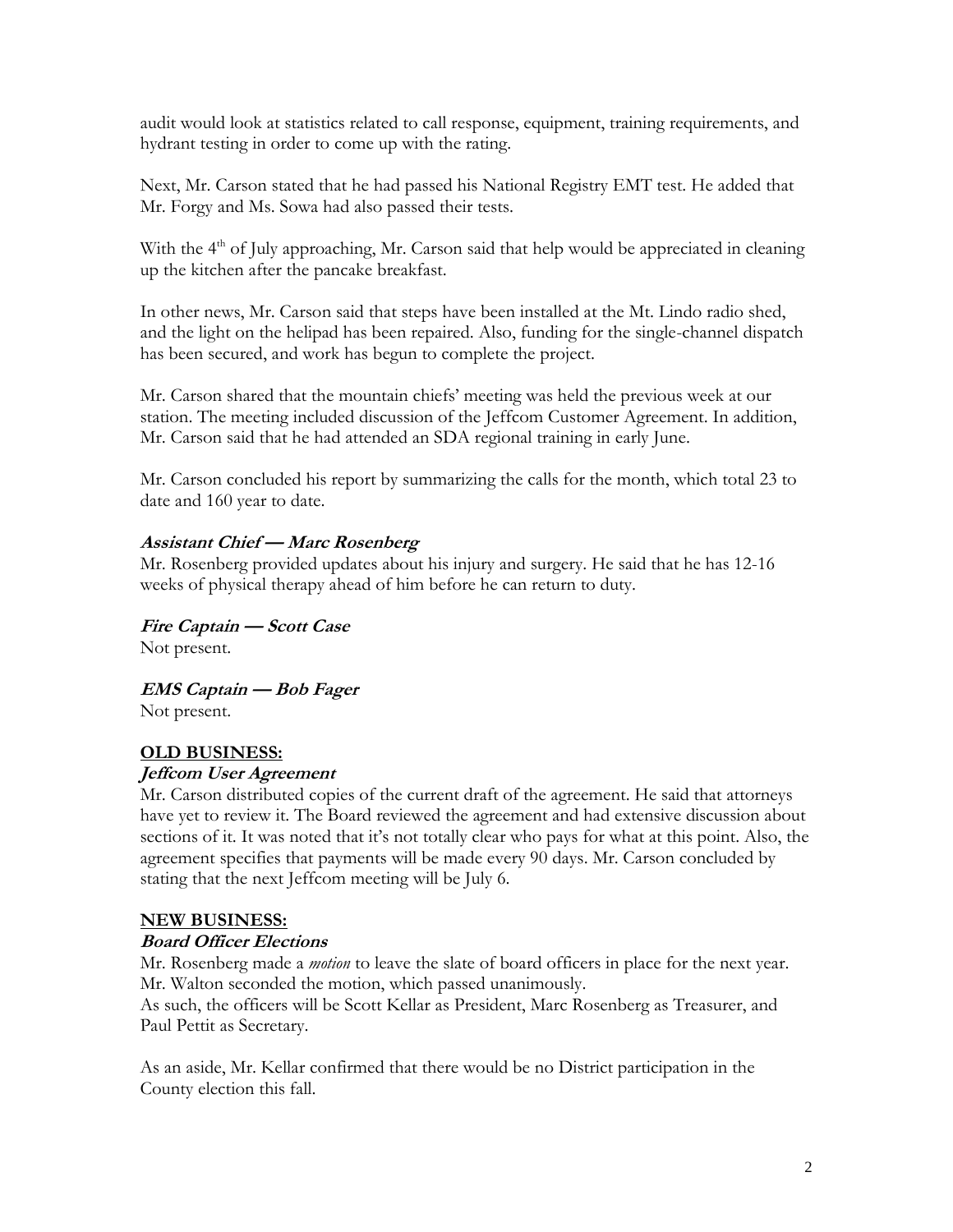audit would look at statistics related to call response, equipment, training requirements, and hydrant testing in order to come up with the rating.

Next, Mr. Carson stated that he had passed his National Registry EMT test. He added that Mr. Forgy and Ms. Sowa had also passed their tests.

With the 4th of July approaching, Mr. Carson said that help would be appreciated in cleaning up the kitchen after the pancake breakfast.

In other news, Mr. Carson said that steps have been installed at the Mt. Lindo radio shed, and the light on the helipad has been repaired. Also, funding for the single-channel dispatch has been secured, and work has begun to complete the project.

Mr. Carson shared that the mountain chiefs' meeting was held the previous week at our station. The meeting included discussion of the Jeffcom Customer Agreement. In addition, Mr. Carson said that he had attended an SDA regional training in early June.

Mr. Carson concluded his report by summarizing the calls for the month, which total 23 to date and 160 year to date.

***Assistant Chief — Marc Rosenberg***

Mr. Rosenberg provided updates about his injury and surgery. He said that he has 12-16 weeks of physical therapy ahead of him before he can return to duty.

***Fire Captain — Scott Case***

Not present.

***EMS Captain — Bob Fager***

Not present.

**OLD BUSINESS:**

***Jeffcom User Agreement***

Mr. Carson distributed copies of the current draft of the agreement. He said that attorneys have yet to review it. The Board reviewed the agreement and had extensive discussion about sections of it. It was noted that it's not totally clear who pays for what at this point. Also, the agreement specifies that payments will be made every 90 days. Mr. Carson concluded by stating that the next Jeffcom meeting will be July 6.

**NEW BUSINESS:**

***Board Officer Elections***

Mr. Rosenberg made a *motion* to leave the slate of board officers in place for the next year. Mr. Walton seconded the motion, which passed unanimously.
As such, the officers will be Scott Kellar as President, Marc Rosenberg as Treasurer, and Paul Pettit as Secretary.

As an aside, Mr. Kellar confirmed that there would be no District participation in the County election this fall.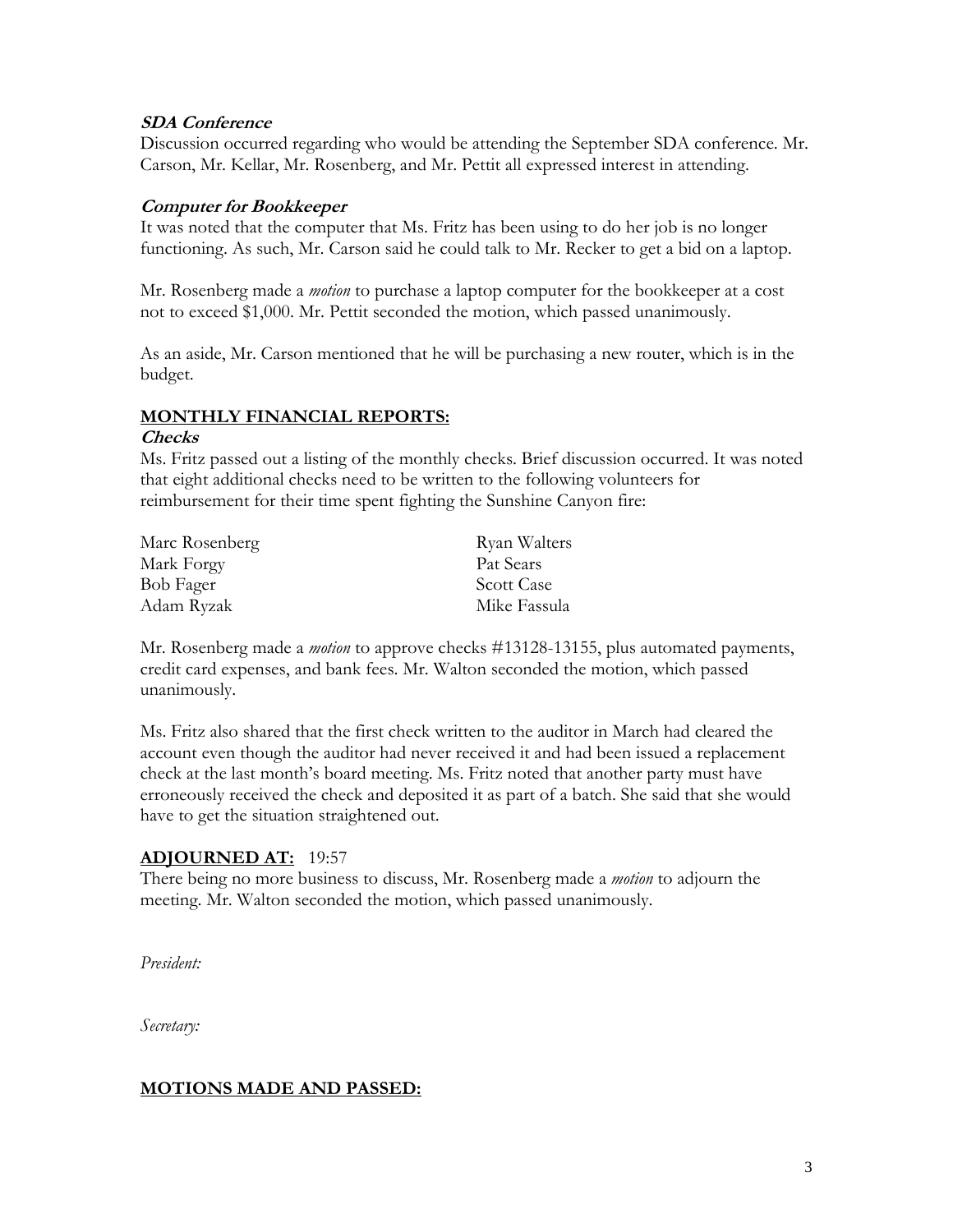### *SDA Conference*

Discussion occurred regarding who would be attending the September SDA conference. Mr. Carson, Mr. Kellar, Mr. Rosenberg, and Mr. Pettit all expressed interest in attending.

### *Computer for Bookkeeper*

It was noted that the computer that Ms. Fritz has been using to do her job is no longer functioning. As such, Mr. Carson said he could talk to Mr. Recker to get a bid on a laptop.

Mr. Rosenberg made a *motion* to purchase a laptop computer for the bookkeeper at a cost not to exceed $1,000. Mr. Pettit seconded the motion, which passed unanimously.

As an aside, Mr. Carson mentioned that he will be purchasing a new router, which is in the budget.

## MONTHLY FINANCIAL REPORTS:

### *Checks*

Ms. Fritz passed out a listing of the monthly checks. Brief discussion occurred. It was noted that eight additional checks need to be written to the following volunteers for reimbursement for their time spent fighting the Sunshine Canyon fire:

- Marc Rosenberg
- Mark Forgy
- Bob Fager
- Adam Ryzak
- Ryan Walters
- Pat Sears
- Scott Case
- Mike Fassula

Mr. Rosenberg made a *motion* to approve checks #13128-13155, plus automated payments, credit card expenses, and bank fees. Mr. Walton seconded the motion, which passed unanimously.

Ms. Fritz also shared that the first check written to the auditor in March had cleared the account even though the auditor had never received it and had been issued a replacement check at the last month's board meeting. Ms. Fritz noted that another party must have erroneously received the check and deposited it as part of a batch. She said that she would have to get the situation straightened out.

## ADJOURNED AT: 19:57

There being no more business to discuss, Mr. Rosenberg made a *motion* to adjourn the meeting. Mr. Walton seconded the motion, which passed unanimously.

*President:*

*Secretary:*

## MOTIONS MADE AND PASSED: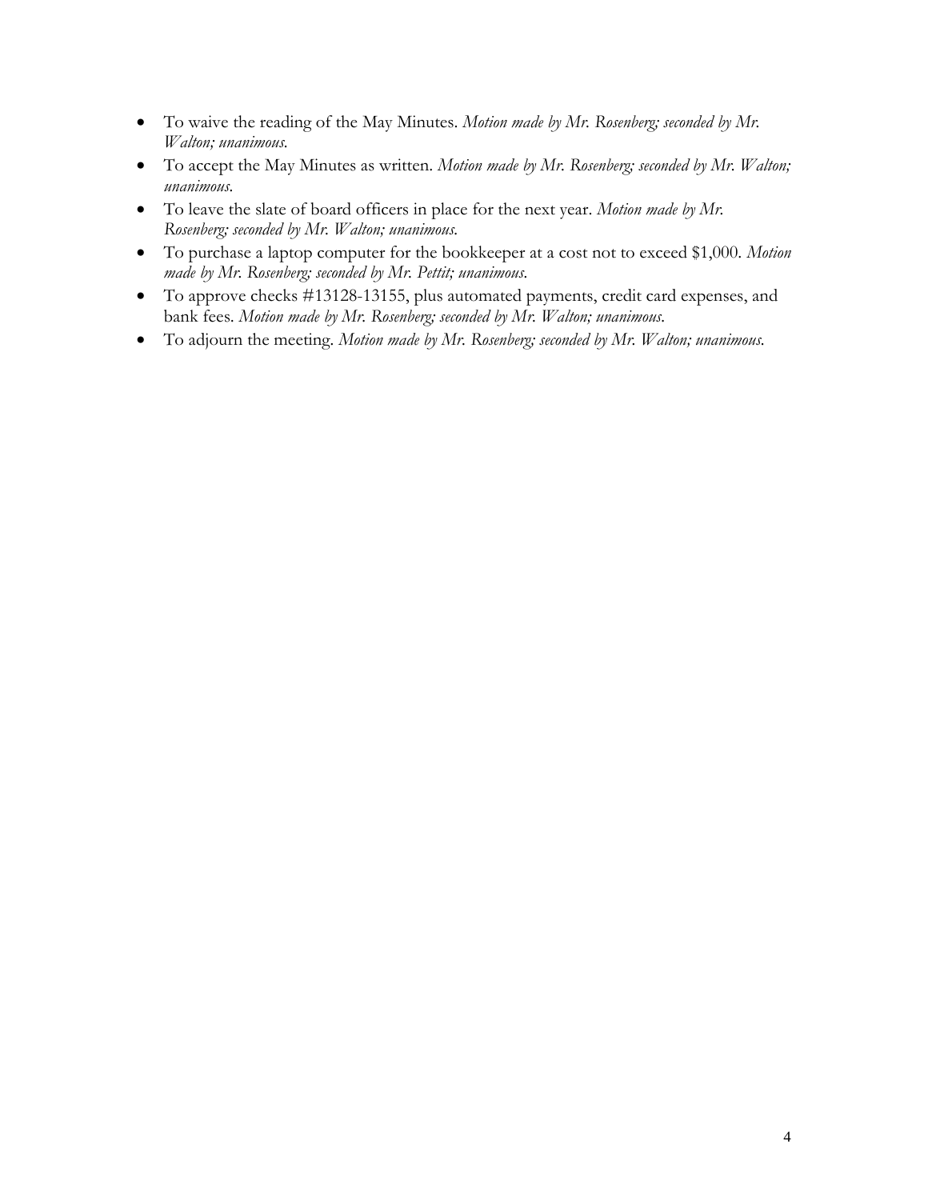- To waive the reading of the May Minutes. *Motion made by Mr. Rosenberg; seconded by Mr. Walton; unanimous.*
- To accept the May Minutes as written. *Motion made by Mr. Rosenberg; seconded by Mr. Walton; unanimous.*
- To leave the slate of board officers in place for the next year. *Motion made by Mr. Rosenberg; seconded by Mr. Walton; unanimous.*
- To purchase a laptop computer for the bookkeeper at a cost not to exceed $1,000. *Motion made by Mr. Rosenberg; seconded by Mr. Pettit; unanimous.*
- To approve checks #13128-13155, plus automated payments, credit card expenses, and bank fees. *Motion made by Mr. Rosenberg; seconded by Mr. Walton; unanimous.*
- To adjourn the meeting. *Motion made by Mr. Rosenberg; seconded by Mr. Walton; unanimous.*